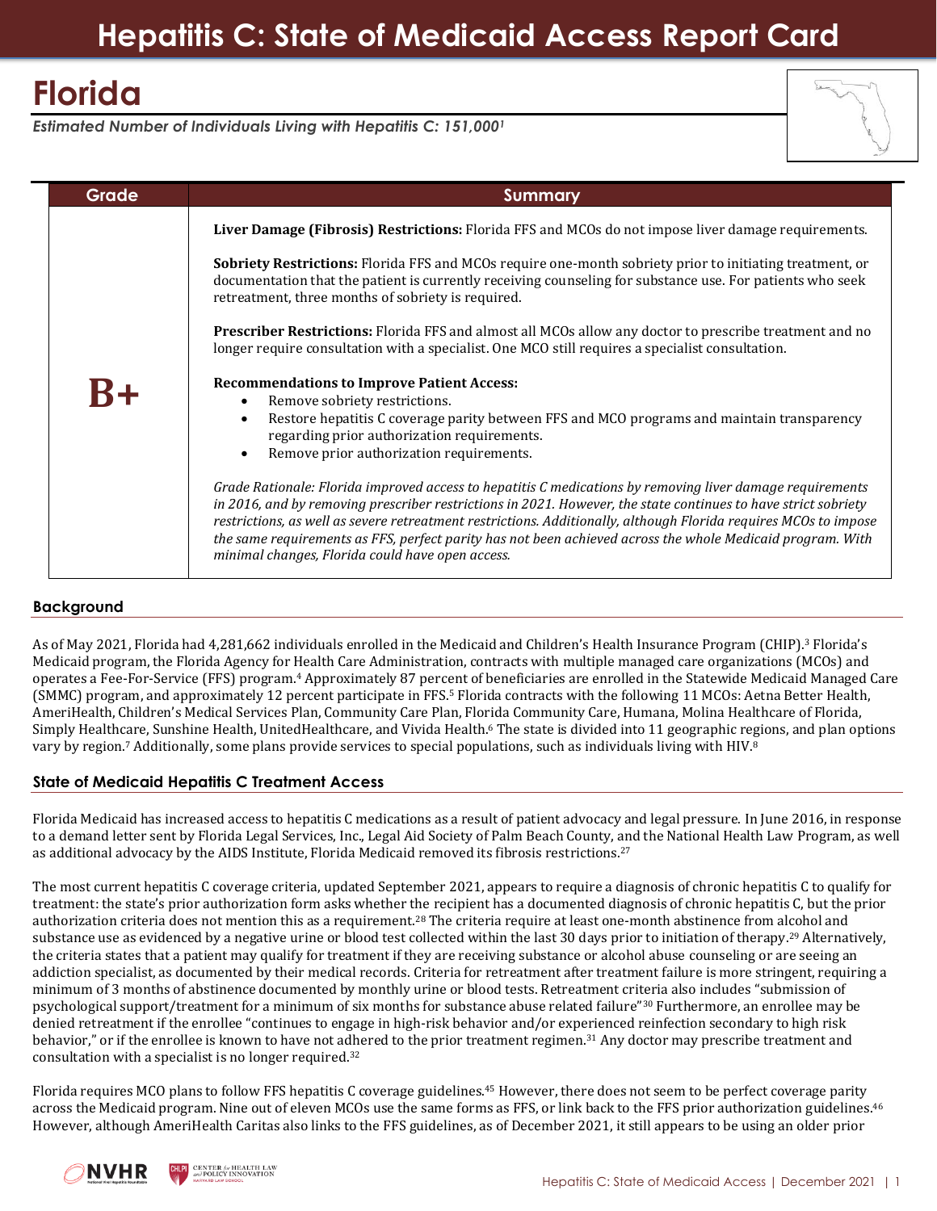# Hepatitis C: State of Medicaid Access Report Card

# Florida

***Estimated Number of Individuals Living with Hepatitis C: 151,000[1]***

| Grade | Summary |
|---|---|
| **B+** | **Liver Damage (Fibrosis) Restrictions:** Florida FFS and MCOs do not impose liver damage requirements.<br><br>**Sobriety Restrictions:** Florida FFS and MCOs require one-month sobriety prior to initiating treatment, or documentation that the patient is currently receiving counseling for substance use. For patients who seek retreatment, three months of sobriety is required.<br><br>**Prescriber Restrictions:** Florida FFS and almost all MCOs allow any doctor to prescribe treatment and no longer require consultation with a specialist. One MCO still requires a specialist consultation.<br><br>**Recommendations to Improve Patient Access:**<br>• Remove sobriety restrictions.<br>• Restore hepatitis C coverage parity between FFS and MCO programs and maintain transparency regarding prior authorization requirements.<br>• Remove prior authorization requirements.<br><br>*Grade Rationale: Florida improved access to hepatitis C medications by removing liver damage requirements in 2016, and by removing prescriber restrictions in 2021. However, the state continues to have strict sobriety restrictions, as well as severe retreatment restrictions. Additionally, although Florida requires MCOs to impose the same requirements as FFS, perfect parity has not been achieved across the whole Medicaid program. With minimal changes, Florida could have open access.* |

## Background

As of May 2021, Florida had 4,281,662 individuals enrolled in the Medicaid and Children's Health Insurance Program (CHIP).[3] Florida's Medicaid program, the Florida Agency for Health Care Administration, contracts with multiple managed care organizations (MCOs) and operates a Fee-For-Service (FFS) program.[4] Approximately 87 percent of beneficiaries are enrolled in the Statewide Medicaid Managed Care (SMMC) program, and approximately 12 percent participate in FFS.[5] Florida contracts with the following 11 MCOs: Aetna Better Health, AmeriHealth, Children's Medical Services Plan, Community Care Plan, Florida Community Care, Humana, Molina Healthcare of Florida, Simply Healthcare, Sunshine Health, UnitedHealthcare, and Vivida Health.[6] The state is divided into 11 geographic regions, and plan options vary by region.[7] Additionally, some plans provide services to special populations, such as individuals living with HIV.[8]

## State of Medicaid Hepatitis C Treatment Access

Florida Medicaid has increased access to hepatitis C medications as a result of patient advocacy and legal pressure. In June 2016, in response to a demand letter sent by Florida Legal Services, Inc., Legal Aid Society of Palm Beach County, and the National Health Law Program, as well as additional advocacy by the AIDS Institute, Florida Medicaid removed its fibrosis restrictions.[27]

The most current hepatitis C coverage criteria, updated September 2021, appears to require a diagnosis of chronic hepatitis C to qualify for treatment: the state's prior authorization form asks whether the recipient has a documented diagnosis of chronic hepatitis C, but the prior authorization criteria does not mention this as a requirement.[28] The criteria require at least one-month abstinence from alcohol and substance use as evidenced by a negative urine or blood test collected within the last 30 days prior to initiation of therapy.[29] Alternatively, the criteria states that a patient may qualify for treatment if they are receiving substance or alcohol abuse counseling or are seeing an addiction specialist, as documented by their medical records. Criteria for retreatment after treatment failure is more stringent, requiring a minimum of 3 months of abstinence documented by monthly urine or blood tests. Retreatment criteria also includes "submission of psychological support/treatment for a minimum of six months for substance abuse related failure"[30] Furthermore, an enrollee may be denied retreatment if the enrollee "continues to engage in high-risk behavior and/or experienced reinfection secondary to high risk behavior," or if the enrollee is known to have not adhered to the prior treatment regimen.[31] Any doctor may prescribe treatment and consultation with a specialist is no longer required.[32]

Florida requires MCO plans to follow FFS hepatitis C coverage guidelines.[45] However, there does not seem to be perfect coverage parity across the Medicaid program. Nine out of eleven MCOs use the same forms as FFS, or link back to the FFS prior authorization guidelines.[46] However, although AmeriHealth Caritas also links to the FFS guidelines, as of December 2021, it still appears to be using an older prior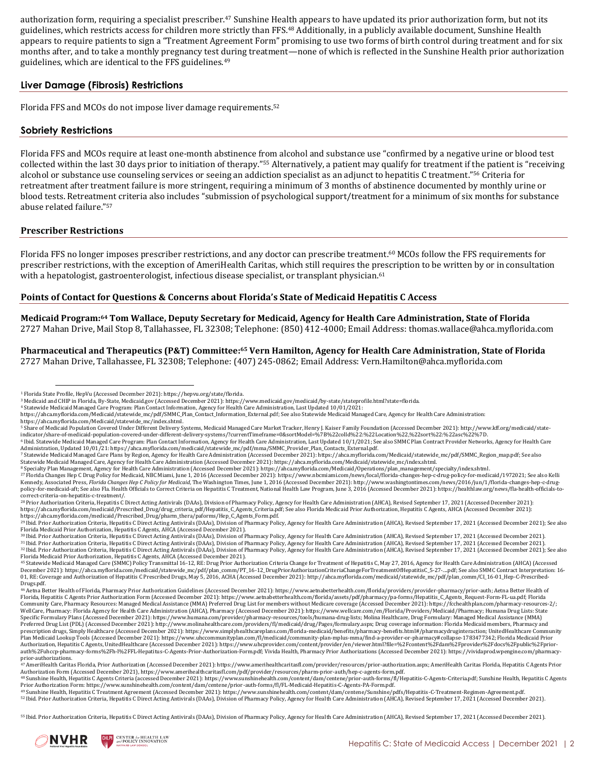authorization form, requiring a specialist prescriber.[47] Sunshine Health appears to have updated its prior authorization form, but not its guidelines, which restricts access for children more strictly than FFS.[48] Additionally, in a publicly available document, Sunshine Health appears to require patients to sign a "Treatment Agreement Form" promising to use two forms of birth control during treatment and for six months after, and to take a monthly pregnancy test during treatment—none of which is reflected in the Sunshine Health prior authorization guidelines, which are identical to the FFS guidelines.[49]

## Liver Damage (Fibrosis) Restrictions

Florida FFS and MCOs do not impose liver damage requirements.[52]

## Sobriety Restrictions

Florida FFS and MCOs require at least one-month abstinence from alcohol and substance use "confirmed by a negative urine or blood test collected within the last 30 days prior to initiation of therapy."[55] Alternatively, a patient may qualify for treatment if the patient is "receiving alcohol or substance use counseling services or seeing an addiction specialist as an adjunct to hepatitis C treatment."[56] Criteria for retreatment after treatment failure is more stringent, requiring a minimum of 3 months of abstinence documented by monthly urine or blood tests. Retreatment criteria also includes "submission of psychological support/treatment for a minimum of six months for substance abuse related failure."[57]

## Prescriber Restrictions

Florida FFS no longer imposes prescriber restrictions, and any doctor can prescribe treatment.[60] MCOs follow the FFS requirements for prescriber restrictions, with the exception of AmeriHealth Caritas, which still requires the prescription to be written by or in consultation with a hepatologist, gastroenterologist, infectious disease specialist, or transplant physician.[61]

## Points of Contact for Questions & Concerns about Florida's State of Medicaid Hepatitis C Access

**Medicaid Program:[64] Tom Wallace, Deputy Secretary for Medicaid, Agency for Health Care Administration, State of Florida**
2727 Mahan Drive, Mail Stop 8, Tallahassee, FL 32308; Telephone: (850) 412-4000; Email Address: thomas.wallace@ahca.myflorida.com

**Pharmaceutical and Therapeutics (P&T) Committee:[65] Vern Hamilton, Agency for Health Care Administration, State of Florida**
2727 Mahan Drive, Tallahassee, FL 32308; Telephone: (407) 245-0862; Email Address: Vern.Hamilton@ahca.myflorida.com

---

[1] Florida State Profile, HepVu (Accessed December 2021): https://hepvu.org/state/florida.
[3] Medicaid and CHIP in Florida, By-State, Medicaid.gov (Accessed December 2021): https://www.medicaid.gov/medicaid/by-state/stateprofile.html?state=florida.
[4] Statewide Medicaid Managed Care Program: Plan Contact Information, Agency for Health Care Administration, Last Updated 10/01/2021: https://ahca.myflorida.com/Medicaid/statewide_mc/pdf/SMMC_Plan_Contact_Information_External.pdf; See also Statewide Medicaid Managed Care, Agency for Health Care Administration: https://ahca.myflorida.com/Medicaid/statewide_mc/index.shtml.
[5] Share of Medicaid Population Covered Under Different Delivery Systems, Medicaid Managed Care Market Tracker, Henry J. Kaiser Family Foundation (Accessed December 2021): http://www.kff.org/medicaid/state-indicator/share-of-medicaid-population-covered-under-different-delivery-systems/?currentTimeframe=0&sortModel=%7B%22colId%22:%22Location%22,%22sort%22:%22asc%22%7D.
[6] Ibid. Statewide Medicaid Managed Care Program: Plan Contact Information, Agency for Health Care Administration, Last Updated 10/1/2021; See also SMMC Plan Contract Provider Networks, Agency for Health Care Administration, Updated 10/01/21: https://ahca.myflorida.com/medicaid/statewide_mc/pdf/mma/SMMC_Provider_Plan_Contacts_External.pdf.
[7] Statewide Medicaid Managed Care Plans by Region, Agency for Health Care Administration (Accessed December 2021): https://ahca.myflorida.com/Medicaid/statewide_mc/pdf/SMMC_Region_map.pdf; See also Statewide Medicaid Managed Care, Agency for Health Care Administration (Accessed December 2021): https://ahca.myflorida.com/Medicaid/statewide_mc/index.shtml.
[8] Specialty Plan Management, Agency for Health Care Administration (Accessed December 2021): https://ahca.myflorida.com/Medicaid/Operations/plan_management/specialty/index.shtml.
[27] Florida Changes Hep C Drug Policy for Medicaid, NBC Miami, June 1, 2016 (Accessed December 2021): https://www.nbcmiami.com/news/local/florida-changes-hep-c-drug-policy-for-medicaid/1972021; See also Kelli Kennedy, Associated Press, *Florida Changes Hep C Policy for Medicaid*, The Washington Times, June 1, 2016 (Accessed December 2021): http://www.washingtontimes.com/news/2016/jun/1/florida-changes-hep-c-drug-policy-for-medicaid-aft; See also Fla. Health Officials to Correct Criteria on Hepatitis C Treatment, National Health Law Program, June 3, 2016 (Accessed December 2021): https://healthlaw.org/news/fla-health-officials-to-correct-criteria-on-hepatitis-c-treatment/.
[28] Prior Authorization Criteria, Hepatitis C Direct Acting Antivirals (DAAs), Division of Pharmacy Policy, Agency for Health Care Administration (AHCA), Revised September 17, 2021 (Accessed December 2021): https://ahca.myflorida.com/medicaid/Prescribed_Drug/drug_criteria_pdf/Hepatitis_C_Agents_Criteria.pdf; See also Florida Medicaid Prior Authorization, Hepatitis C Agents, AHCA (Accessed December 2021): https://ahca.myflorida.com/medicaid/Prescribed_Drug/pharm_thera/paforms/Hep_C_Agents_Form.pdf.
[29] Ibid. Prior Authorization Criteria, Hepatitis C Direct Acting Antivirals (DAAs), Division of Pharmacy Policy, Agency for Health Care Administration (AHCA), Revised September 17, 2021 (Accessed December 2021); See also Florida Medicaid Prior Authorization, Hepatitis C Agents, AHCA (Accessed December 2021).
[30] Ibid. Prior Authorization Criteria, Hepatitis C Direct Acting Antivirals (DAAs), Division of Pharmacy Policy, Agency for Health Care Administration (AHCA), Revised September 17, 2021 (Accessed December 2021).
[31] Ibid. Prior Authorization Criteria, Hepatitis C Direct Acting Antivirals (DAAs), Division of Pharmacy Policy, Agency for Health Care Administration (AHCA), Revised September 17, 2021 (Accessed December 2021).
[32] Ibid. Prior Authorization Criteria, Hepatitis C Direct Acting Antivirals (DAAs), Division of Pharmacy Policy, Agency for Health Care Administration (AHCA), Revised September 17, 2021 (Accessed December 2021); See also Florida Medicaid Prior Authorization, Hepatitis C Agents, AHCA (Accessed December 2021).
[45] Statewide Medicaid Managed Care (SMMC) Policy Transmittal 16-12, RE: Drug Prior Authorization Criteria Change for Treatment of Hepatitis C, May 27, 2016, Agency for Health Care Administration (AHCA) (Accessed December 2021): https://ahca.myflorida.com/medicaid/statewide_mc/pdf/plan_comm/PT_16-12_DrugPriorAuthorizationCriteriaChangeForTreatmentOfHepatitisC_5-27-....pdf; See also SMMC Contract Interpretation: 16-01, RE: Coverage and Authorization of Hepatitis C Prescribed Drugs, May 5, 2016, ACHA (Accessed December 2021): http://ahca.myflorida.com/medicaid/statewide_mc/pdf/plan_comm/CI_16-01_Hep-C-Prescribed-Drugs.pdf.
[46] Aetna Better Health of Florida, Pharmacy Prior Authorization Guidelines (Accessed December 2021): https://www.aetnabetterhealth.com/florida/providers/provider-pharmacy/prior-auth; Aetna Better Health of Florida, Hepatitis C Agents Prior Authorization Form (Accessed December 2021): https://www.aetnabetterhealth.com/florida/assets/pdf/pharmacy/pa-forms/Hepatitis_C_Agents_Request-Form-FL-ua.pdf; Florida Community Care, Pharmacy Resources: Managed Medical Assistance (MMA) Preferred Drug List for members without Medicare coverage (Accessed December 2021): https://fcchealthplan.com/pharmacy-resources-2/; WellCare, Pharmacy: Florida Agency for Health Care Administration (AHCA), Pharmacy (Accessed December 2021): https://www.wellcare.com/en/Florida/Providers/Medicaid/Pharmacy; Humana Drug Lists: State Specific Formulary Plans (Accessed December 2021): https://www.humana.com/provider/pharmacy-resources/tools/humana-drug-lists; Molina Healthcare, Drug Formulary: Managed Medical Assistance (MMA) Preferred Drug List (PDL) (Accessed December 2021): http://www.molinahealthcare.com/providers/fl/medicaid/drug/Pages/formulary.aspx; Drug coverage information: Florida Medicaid members, Pharmacy and prescription drugs, Simply Healthcare (Accessed December 2021): https://www.simplyhealthcareplans.com/florida-medicaid/benefits/pharmacy-benefits.html#/pharmacydruginteraction; UnitedHealthcare Community Plan Medicaid Lookup Tools (Accessed December 2021): https://www.uhccommunityplan.com/fl/medicaid/community-plan-mplus-mma/find-a-provider-or-pharmacy#collapse-1783477342; Florida Medicaid Prior Authorization, Hepatitis C Agents, UnitedHealthcare (Accessed December 2021): https://www.uhcprovider.com/content/provider/en/viewer.html?file=%2Fcontent%2Fdam%2Fprovider%2Fdocs%2Fpublic%2Fprior-auth%2Fuhccp-pharmacy-forms%2Fh-l%2FFL-Hepatitus-C-Agents-Prior-Authorization-Form.pdf; Vivida Health, Pharmacy Prior Authorizations (Accessed December 2021): https://vividaprod.wpengine.com/pharmacy-prior-authorizations.
[47] AmeriHealth Caritas Florida, Prior Authorization (Accessed December 2021): https://www.amerihealthcaritasfl.com/provider/resources/prior-authorization.aspx; AmeriHealth Caritas Florida, Hepatitis C Agents Prior Authorization Form (Accessed December 2021), https://www.amerihealthcaritasfl.com/pdf/provider/resources/pharm-prior-auth/hep-c-agents-form.pdf.
[48] Sunshine Health, Hepatitis C Agents Criteria (accessed December 2021): https://www.sunshinehealth.com/content/dam/centene/prior-auth-forms/fl/Hepatitis-C-Agents-Criteria.pdf; Sunshine Health, Hepatitis C Agents Prior Authorization Form: https://www.sunshinehealth.com/content/dam/centene/prior-auth-forms/fl/FL-Medicaid-Hepatitis-C-Agents-PA-Form.pdf.
[49] Sunshine Health, Hepatitis C Treatment Agreement (Accessed December 2021): https://www.sunshinehealth.com/content/dam/centene/Sunshine/pdfs/Hepatitis-C-Treatment-Regimen-Agreement.pdf.
[52] Ibid. Prior Authorization Criteria, Hepatitis C Direct Acting Antivirals (DAAs), Division of Pharmacy Policy, Agency for Health Care Administration (AHCA), Revised September 17, 2021 (Accessed December 2021).
[55] Ibid. Prior Authorization Criteria, Hepatitis C Direct Acting Antivirals (DAAs), Division of Pharmacy Policy, Agency for Health Care Administration (AHCA), Revised September 17, 2021 (Accessed December 2021).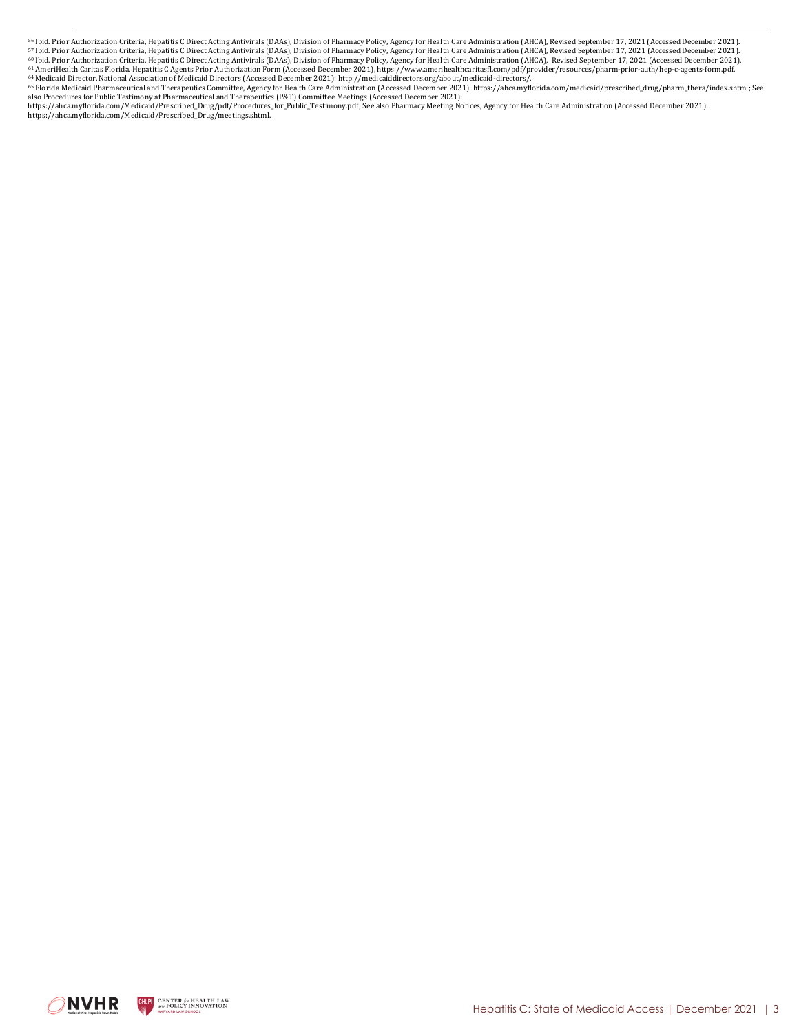[56] Ibid. Prior Authorization Criteria, Hepatitis C Direct Acting Antivirals (DAAs), Division of Pharmacy Policy, Agency for Health Care Administration (AHCA), Revised September 17, 2021 (Accessed December 2021).
[57] Ibid. Prior Authorization Criteria, Hepatitis C Direct Acting Antivirals (DAAs), Division of Pharmacy Policy, Agency for Health Care Administration (AHCA), Revised September 17, 2021 (Accessed December 2021).
[60] Ibid. Prior Authorization Criteria, Hepatitis C Direct Acting Antivirals (DAAs), Division of Pharmacy Policy, Agency for Health Care Administration (AHCA), Revised September 17, 2021 (Accessed December 2021).
[61] AmeriHealth Caritas Florida, Hepatitis C Agents Prior Authorization Form (Accessed December 2021), https://www.amerihealthcaritasfl.com/pdf/provider/resources/pharm-prior-auth/hep-c-agents-form.pdf.
[64] Medicaid Director, National Association of Medicaid Directors (Accessed December 2021): http://medicaiddirectors.org/about/medicaid-directors/.
[65] Florida Medicaid Pharmaceutical and Therapeutics Committee, Agency for Health Care Administration (Accessed December 2021): https://ahca.myflorida.com/medicaid/prescribed_drug/pharm_thera/index.shtml; See also Procedures for Public Testimony at Pharmaceutical and Therapeutics (P&T) Committee Meetings (Accessed December 2021): https://ahca.myflorida.com/Medicaid/Prescribed_Drug/pdf/Procedures_for_Public_Testimony.pdf; See also Pharmacy Meeting Notices, Agency for Health Care Administration (Accessed December 2021): https://ahca.myflorida.com/Medicaid/Prescribed_Drug/meetings.shtml.